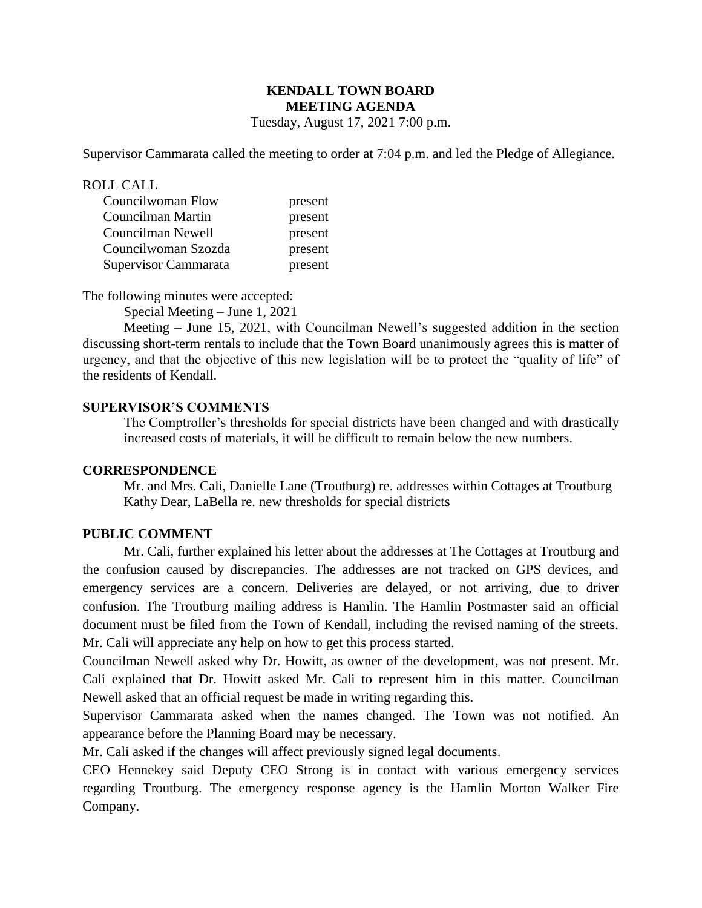# KENDALL TOWN BOARD
# MEETING AGENDA

Tuesday, August 17, 2021 7:00 p.m.

Supervisor Cammarata called the meeting to order at 7:04 p.m. and led the Pledge of Allegiance.

ROLL CALL

| | |
|---|---|
| Councilwoman Flow | present |
| Councilman Martin | present |
| Councilman Newell | present |
| Councilwoman Szozda | present |
| Supervisor Cammarata | present |

The following minutes were accepted:

Special Meeting – June 1, 2021

Meeting – June 15, 2021, with Councilman Newell's suggested addition in the section discussing short-term rentals to include that the Town Board unanimously agrees this is matter of urgency, and that the objective of this new legislation will be to protect the "quality of life" of the residents of Kendall.

**SUPERVISOR'S COMMENTS**

The Comptroller's thresholds for special districts have been changed and with drastically increased costs of materials, it will be difficult to remain below the new numbers.

**CORRESPONDENCE**

Mr. and Mrs. Cali, Danielle Lane (Troutburg) re. addresses within Cottages at Troutburg
Kathy Dear, LaBella re. new thresholds for special districts

**PUBLIC COMMENT**

Mr. Cali, further explained his letter about the addresses at The Cottages at Troutburg and the confusion caused by discrepancies. The addresses are not tracked on GPS devices, and emergency services are a concern. Deliveries are delayed, or not arriving, due to driver confusion. The Troutburg mailing address is Hamlin. The Hamlin Postmaster said an official document must be filed from the Town of Kendall, including the revised naming of the streets. Mr. Cali will appreciate any help on how to get this process started.

Councilman Newell asked why Dr. Howitt, as owner of the development, was not present. Mr. Cali explained that Dr. Howitt asked Mr. Cali to represent him in this matter. Councilman Newell asked that an official request be made in writing regarding this.

Supervisor Cammarata asked when the names changed. The Town was not notified. An appearance before the Planning Board may be necessary.

Mr. Cali asked if the changes will affect previously signed legal documents.

CEO Hennekey said Deputy CEO Strong is in contact with various emergency services regarding Troutburg. The emergency response agency is the Hamlin Morton Walker Fire Company.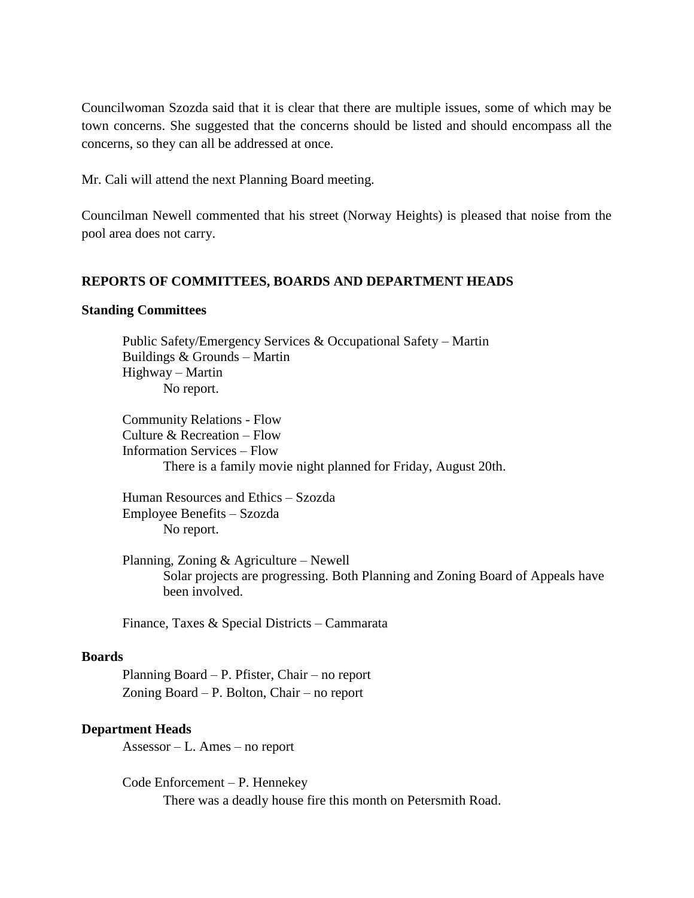Councilwoman Szozda said that it is clear that there are multiple issues, some of which may be town concerns. She suggested that the concerns should be listed and should encompass all the concerns, so they can all be addressed at once.

Mr. Cali will attend the next Planning Board meeting.

Councilman Newell commented that his street (Norway Heights) is pleased that noise from the pool area does not carry.

## REPORTS OF COMMITTEES, BOARDS AND DEPARTMENT HEADS

### Standing Committees

Public Safety/Emergency Services & Occupational Safety – Martin
Buildings & Grounds – Martin
Highway – Martin

No report.

Community Relations - Flow
Culture & Recreation – Flow
Information Services – Flow

There is a family movie night planned for Friday, August 20th.

Human Resources and Ethics – Szozda
Employee Benefits – Szozda

No report.

Planning, Zoning & Agriculture – Newell

Solar projects are progressing. Both Planning and Zoning Board of Appeals have been involved.

Finance, Taxes & Special Districts – Cammarata

### Boards

Planning Board – P. Pfister, Chair – no report
Zoning Board – P. Bolton, Chair – no report

### Department Heads

Assessor – L. Ames – no report

Code Enforcement – P. Hennekey

There was a deadly house fire this month on Petersmith Road.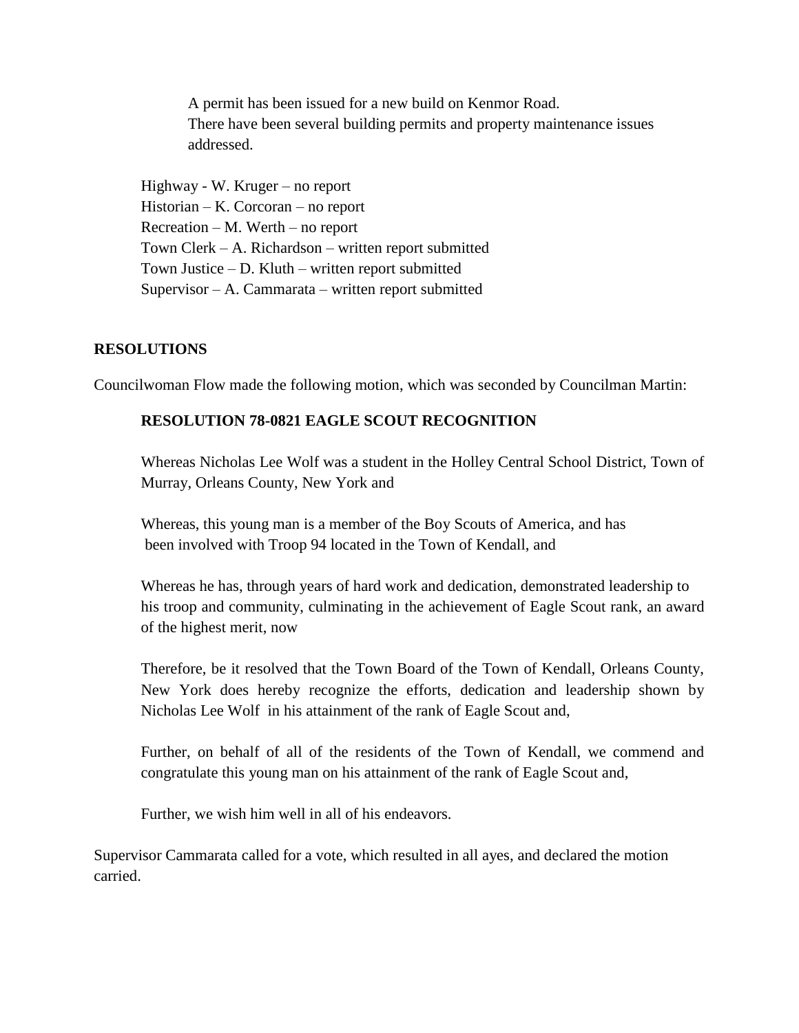A permit has been issued for a new build on Kenmor Road.
There have been several building permits and property maintenance issues addressed.

Highway - W. Kruger – no report
Historian – K. Corcoran – no report
Recreation – M. Werth – no report
Town Clerk – A. Richardson – written report submitted
Town Justice – D. Kluth – written report submitted
Supervisor – A. Cammarata – written report submitted

**RESOLUTIONS**

Councilwoman Flow made the following motion, which was seconded by Councilman Martin:

**RESOLUTION 78-0821 EAGLE SCOUT RECOGNITION**

Whereas Nicholas Lee Wolf was a student in the Holley Central School District, Town of Murray, Orleans County, New York and

Whereas, this young man is a member of the Boy Scouts of America, and has been involved with Troop 94 located in the Town of Kendall, and

Whereas he has, through years of hard work and dedication, demonstrated leadership to his troop and community, culminating in the achievement of Eagle Scout rank, an award of the highest merit, now

Therefore, be it resolved that the Town Board of the Town of Kendall, Orleans County, New York does hereby recognize the efforts, dedication and leadership shown by Nicholas Lee Wolf in his attainment of the rank of Eagle Scout and,

Further, on behalf of all of the residents of the Town of Kendall, we commend and congratulate this young man on his attainment of the rank of Eagle Scout and,

Further, we wish him well in all of his endeavors.

Supervisor Cammarata called for a vote, which resulted in all ayes, and declared the motion carried.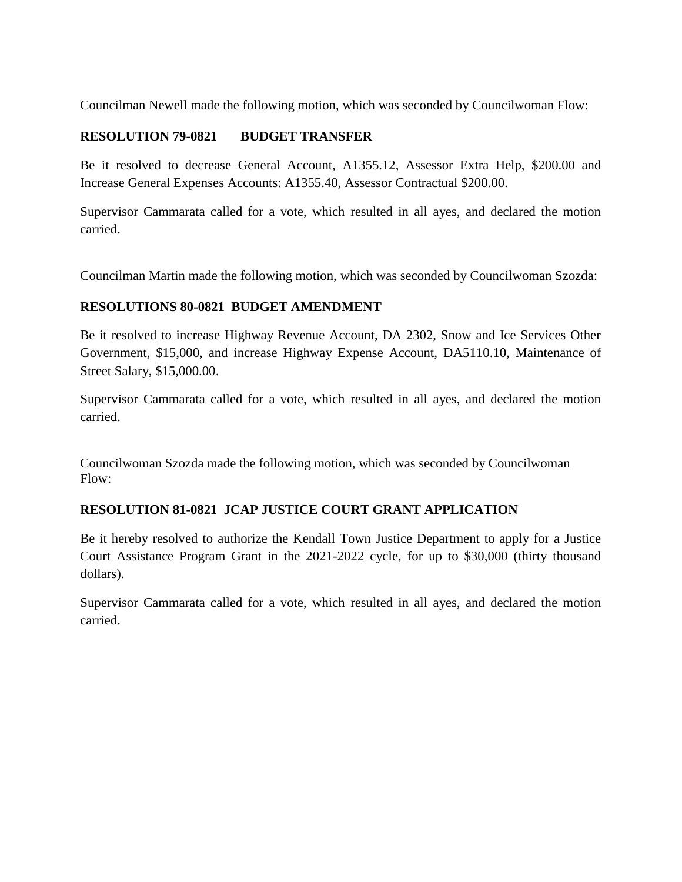Councilman Newell made the following motion, which was seconded by Councilwoman Flow:

**RESOLUTION 79-0821 BUDGET TRANSFER**

Be it resolved to decrease General Account, A1355.12, Assessor Extra Help, $200.00 and Increase General Expenses Accounts: A1355.40, Assessor Contractual $200.00.

Supervisor Cammarata called for a vote, which resulted in all ayes, and declared the motion carried.

Councilman Martin made the following motion, which was seconded by Councilwoman Szozda:

**RESOLUTIONS 80-0821 BUDGET AMENDMENT**

Be it resolved to increase Highway Revenue Account, DA 2302, Snow and Ice Services Other Government, $15,000, and increase Highway Expense Account, DA5110.10, Maintenance of Street Salary, $15,000.00.

Supervisor Cammarata called for a vote, which resulted in all ayes, and declared the motion carried.

Councilwoman Szozda made the following motion, which was seconded by Councilwoman Flow:

**RESOLUTION 81-0821 JCAP JUSTICE COURT GRANT APPLICATION**

Be it hereby resolved to authorize the Kendall Town Justice Department to apply for a Justice Court Assistance Program Grant in the 2021-2022 cycle, for up to $30,000 (thirty thousand dollars).

Supervisor Cammarata called for a vote, which resulted in all ayes, and declared the motion carried.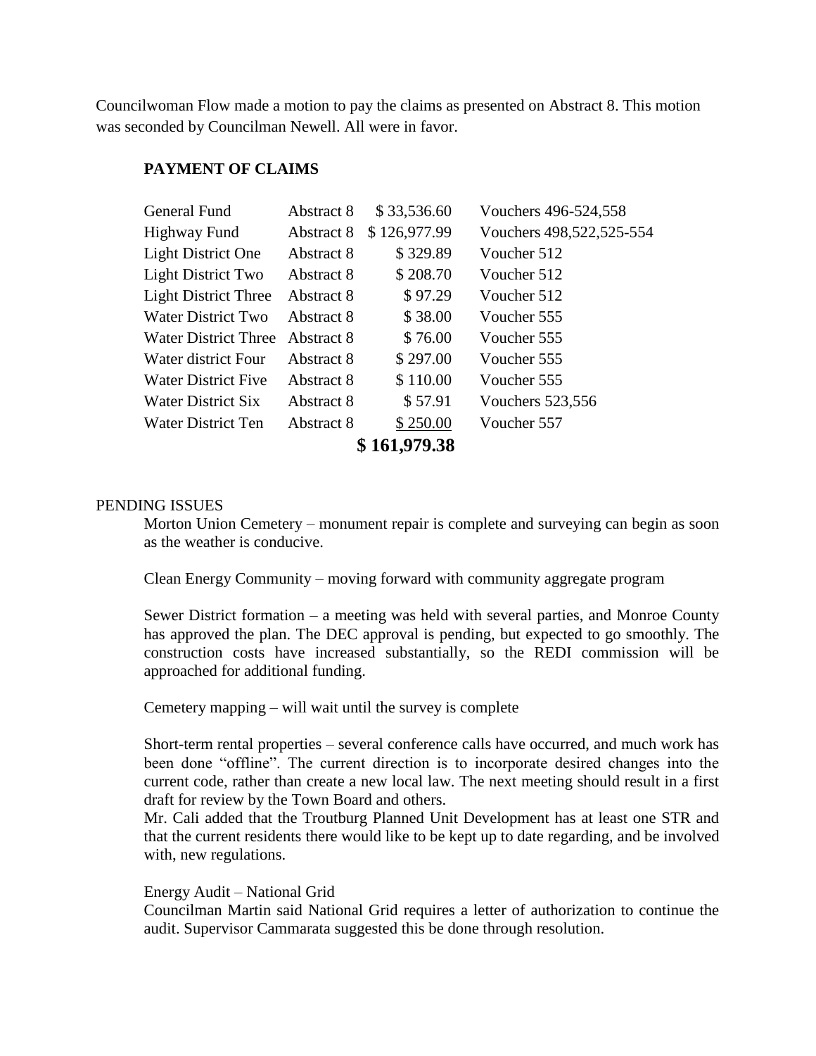Councilwoman Flow made a motion to pay the claims as presented on Abstract 8. This motion was seconded by Councilman Newell. All were in favor.

**PAYMENT OF CLAIMS**

| | | | |
|---|---|---|---|
| General Fund | Abstract 8 | $ 33,536.60 | Vouchers 496-524,558 |
| Highway Fund | Abstract 8 | $ 126,977.99 | Vouchers 498,522,525-554 |
| Light District One | Abstract 8 | $ 329.89 | Voucher 512 |
| Light District Two | Abstract 8 | $ 208.70 | Voucher 512 |
| Light District Three | Abstract 8 | $ 97.29 | Voucher 512 |
| Water District Two | Abstract 8 | $ 38.00 | Voucher 555 |
| Water District Three | Abstract 8 | $ 76.00 | Voucher 555 |
| Water district Four | Abstract 8 | $ 297.00 | Voucher 555 |
| Water District Five | Abstract 8 | $ 110.00 | Voucher 555 |
| Water District Six | Abstract 8 | $ 57.91 | Vouchers 523,556 |
| Water District Ten | Abstract 8 | $ 250.00 | Voucher 557 |
| | | **$ 161,979.38** | |

PENDING ISSUES

Morton Union Cemetery – monument repair is complete and surveying can begin as soon as the weather is conducive.

Clean Energy Community – moving forward with community aggregate program

Sewer District formation – a meeting was held with several parties, and Monroe County has approved the plan. The DEC approval is pending, but expected to go smoothly. The construction costs have increased substantially, so the REDI commission will be approached for additional funding.

Cemetery mapping – will wait until the survey is complete

Short-term rental properties – several conference calls have occurred, and much work has been done "offline". The current direction is to incorporate desired changes into the current code, rather than create a new local law. The next meeting should result in a first draft for review by the Town Board and others.
Mr. Cali added that the Troutburg Planned Unit Development has at least one STR and that the current residents there would like to be kept up to date regarding, and be involved with, new regulations.

Energy Audit – National Grid
Councilman Martin said National Grid requires a letter of authorization to continue the audit. Supervisor Cammarata suggested this be done through resolution.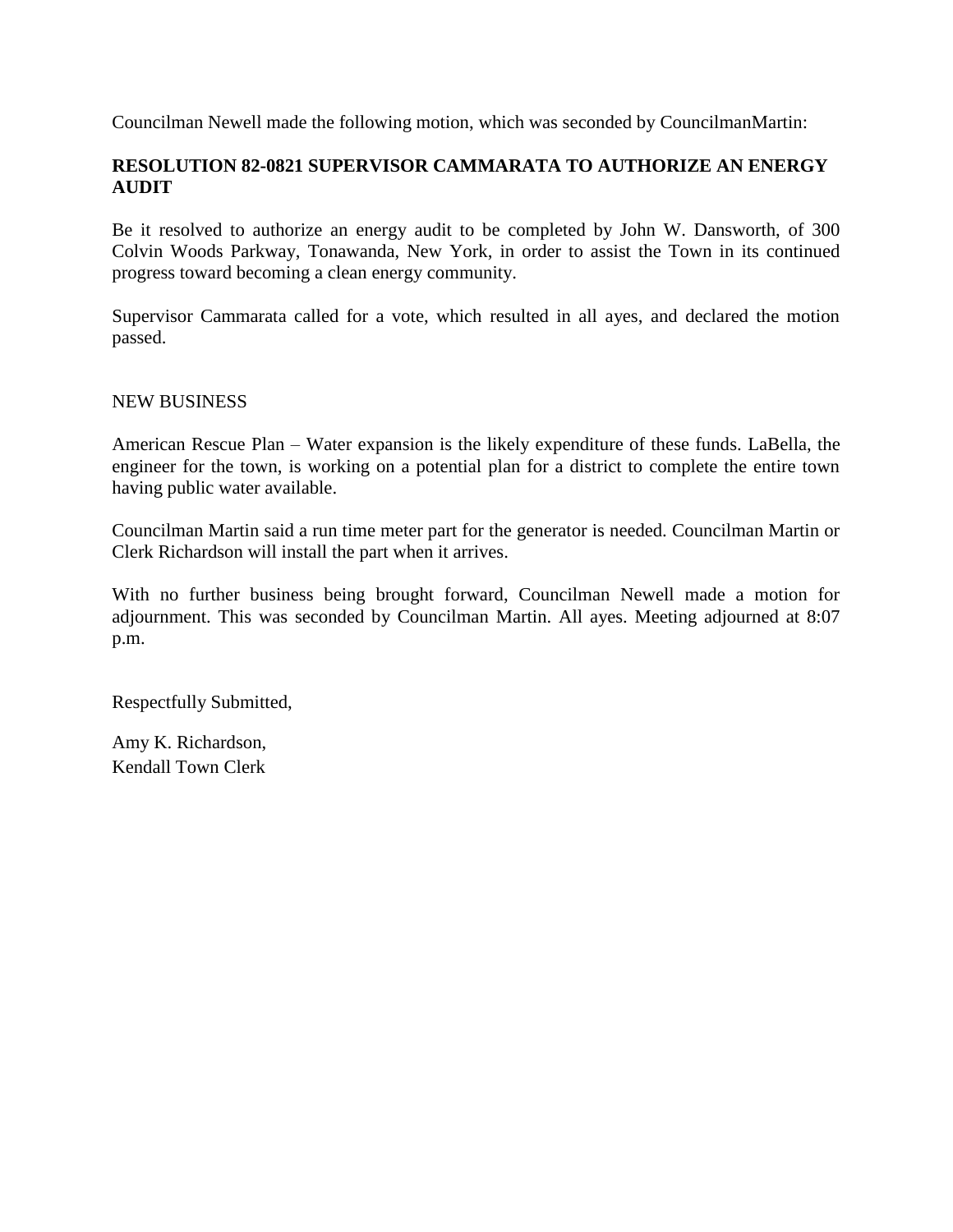Councilman Newell made the following motion, which was seconded by CouncilmanMartin:

**RESOLUTION 82-0821 SUPERVISOR CAMMARATA TO AUTHORIZE AN ENERGY AUDIT**

Be it resolved to authorize an energy audit to be completed by John W. Dansworth, of 300 Colvin Woods Parkway, Tonawanda, New York, in order to assist the Town in its continued progress toward becoming a clean energy community.

Supervisor Cammarata called for a vote, which resulted in all ayes, and declared the motion passed.

NEW BUSINESS

American Rescue Plan – Water expansion is the likely expenditure of these funds. LaBella, the engineer for the town, is working on a potential plan for a district to complete the entire town having public water available.

Councilman Martin said a run time meter part for the generator is needed. Councilman Martin or Clerk Richardson will install the part when it arrives.

With no further business being brought forward, Councilman Newell made a motion for adjournment. This was seconded by Councilman Martin. All ayes. Meeting adjourned at 8:07 p.m.

Respectfully Submitted,

Amy K. Richardson,
Kendall Town Clerk